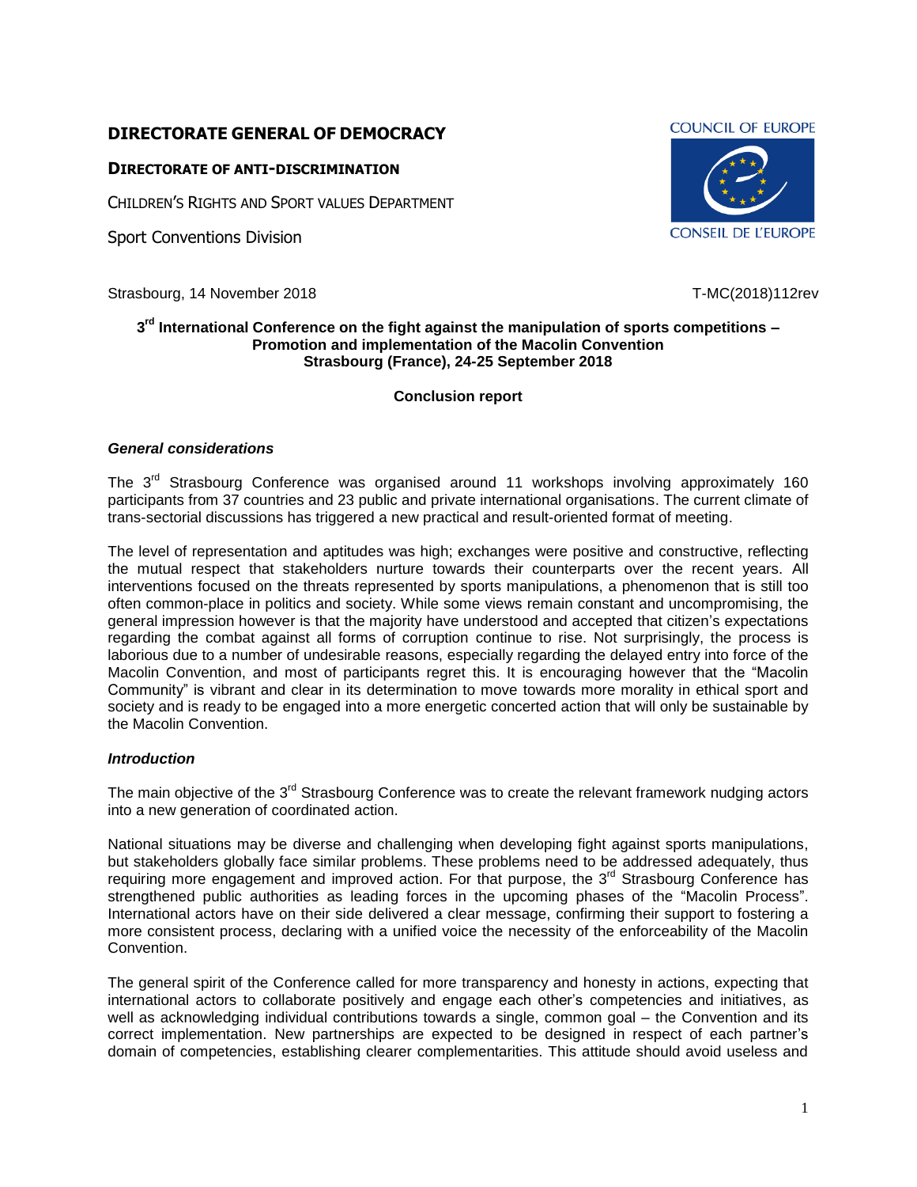**DIRECTORATE GENERAL OF DEMOCRACY**

**DIRECTORATE OF ANTI-DISCRIMINATION**

CHILDREN'S RIGHTS AND SPORT VALUES DEPARTMENT

Sport Conventions Division

COUNCIL OF EUROPE

CONSEIL DE L'EUROPE

Strasbourg, 14 November 2018

T-MC(2018)112rev

**3rd International Conference on the fight against the manipulation of sports competitions – Promotion and implementation of the Macolin Convention Strasbourg (France), 24-25 September 2018**

**Conclusion report**

***General considerations***

The 3rd Strasbourg Conference was organised around 11 workshops involving approximately 160 participants from 37 countries and 23 public and private international organisations. The current climate of trans-sectorial discussions has triggered a new practical and result-oriented format of meeting.

The level of representation and aptitudes was high; exchanges were positive and constructive, reflecting the mutual respect that stakeholders nurture towards their counterparts over the recent years. All interventions focused on the threats represented by sports manipulations, a phenomenon that is still too often common-place in politics and society. While some views remain constant and uncompromising, the general impression however is that the majority have understood and accepted that citizen's expectations regarding the combat against all forms of corruption continue to rise. Not surprisingly, the process is laborious due to a number of undesirable reasons, especially regarding the delayed entry into force of the Macolin Convention, and most of participants regret this. It is encouraging however that the "Macolin Community" is vibrant and clear in its determination to move towards more morality in ethical sport and society and is ready to be engaged into a more energetic concerted action that will only be sustainable by the Macolin Convention.

***Introduction***

The main objective of the 3rd Strasbourg Conference was to create the relevant framework nudging actors into a new generation of coordinated action.

National situations may be diverse and challenging when developing fight against sports manipulations, but stakeholders globally face similar problems. These problems need to be addressed adequately, thus requiring more engagement and improved action. For that purpose, the 3rd Strasbourg Conference has strengthened public authorities as leading forces in the upcoming phases of the "Macolin Process". International actors have on their side delivered a clear message, confirming their support to fostering a more consistent process, declaring with a unified voice the necessity of the enforceability of the Macolin Convention.

The general spirit of the Conference called for more transparency and honesty in actions, expecting that international actors to collaborate positively and engage each other's competencies and initiatives, as well as acknowledging individual contributions towards a single, common goal – the Convention and its correct implementation. New partnerships are expected to be designed in respect of each partner's domain of competencies, establishing clearer complementarities. This attitude should avoid useless and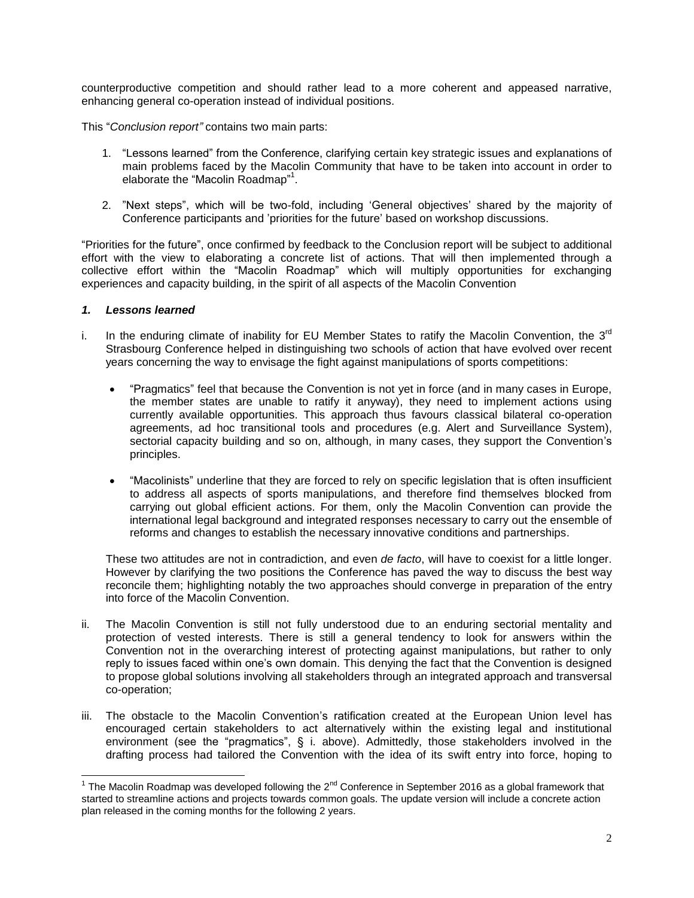counterproductive competition and should rather lead to a more coherent and appeased narrative, enhancing general co-operation instead of individual positions.

This "*Conclusion report"* contains two main parts:

1. "Lessons learned" from the Conference, clarifying certain key strategic issues and explanations of main problems faced by the Macolin Community that have to be taken into account in order to elaborate the "Macolin Roadmap"[1].

2. "Next steps", which will be two-fold, including 'General objectives' shared by the majority of Conference participants and 'priorities for the future' based on workshop discussions.

"Priorities for the future", once confirmed by feedback to the Conclusion report will be subject to additional effort with the view to elaborating a concrete list of actions. That will then implemented through a collective effort within the "Macolin Roadmap" which will multiply opportunities for exchanging experiences and capacity building, in the spirit of all aspects of the Macolin Convention

### *1. Lessons learned*

i. In the enduring climate of inability for EU Member States to ratify the Macolin Convention, the 3rd Strasbourg Conference helped in distinguishing two schools of action that have evolved over recent years concerning the way to envisage the fight against manipulations of sports competitions:

   - "Pragmatics" feel that because the Convention is not yet in force (and in many cases in Europe, the member states are unable to ratify it anyway), they need to implement actions using currently available opportunities. This approach thus favours classical bilateral co-operation agreements, ad hoc transitional tools and procedures (e.g. Alert and Surveillance System), sectorial capacity building and so on, although, in many cases, they support the Convention's principles.

   - "Macolinists" underline that they are forced to rely on specific legislation that is often insufficient to address all aspects of sports manipulations, and therefore find themselves blocked from carrying out global efficient actions. For them, only the Macolin Convention can provide the international legal background and integrated responses necessary to carry out the ensemble of reforms and changes to establish the necessary innovative conditions and partnerships.

   These two attitudes are not in contradiction, and even *de facto*, will have to coexist for a little longer. However by clarifying the two positions the Conference has paved the way to discuss the best way reconcile them; highlighting notably the two approaches should converge in preparation of the entry into force of the Macolin Convention.

ii. The Macolin Convention is still not fully understood due to an enduring sectorial mentality and protection of vested interests. There is still a general tendency to look for answers within the Convention not in the overarching interest of protecting against manipulations, but rather to only reply to issues faced within one's own domain. This denying the fact that the Convention is designed to propose global solutions involving all stakeholders through an integrated approach and transversal co-operation;

iii. The obstacle to the Macolin Convention's ratification created at the European Union level has encouraged certain stakeholders to act alternatively within the existing legal and institutional environment (see the "pragmatics", § i. above). Admittedly, those stakeholders involved in the drafting process had tailored the Convention with the idea of its swift entry into force, hoping to

---

[1] The Macolin Roadmap was developed following the 2nd Conference in September 2016 as a global framework that started to streamline actions and projects towards common goals. The update version will include a concrete action plan released in the coming months for the following 2 years.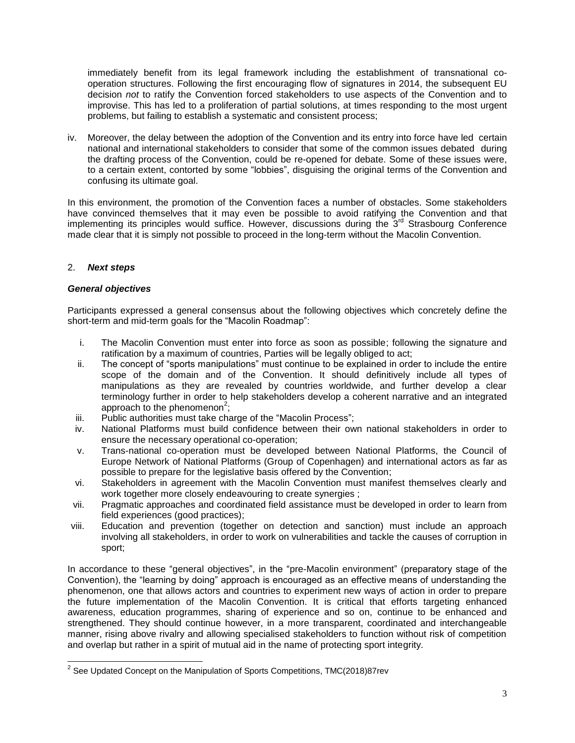immediately benefit from its legal framework including the establishment of transnational co-operation structures. Following the first encouraging flow of signatures in 2014, the subsequent EU decision *not* to ratify the Convention forced stakeholders to use aspects of the Convention and to improvise. This has led to a proliferation of partial solutions, at times responding to the most urgent problems, but failing to establish a systematic and consistent process;

iv. Moreover, the delay between the adoption of the Convention and its entry into force have led certain national and international stakeholders to consider that some of the common issues debated during the drafting process of the Convention, could be re-opened for debate. Some of these issues were, to a certain extent, contorted by some "lobbies", disguising the original terms of the Convention and confusing its ultimate goal.

In this environment, the promotion of the Convention faces a number of obstacles. Some stakeholders have convinced themselves that it may even be possible to avoid ratifying the Convention and that implementing its principles would suffice. However, discussions during the 3rd Strasbourg Conference made clear that it is simply not possible to proceed in the long-term without the Macolin Convention.

## 2. ***Next steps***

### ***General objectives***

Participants expressed a general consensus about the following objectives which concretely define the short-term and mid-term goals for the "Macolin Roadmap":

i. The Macolin Convention must enter into force as soon as possible; following the signature and ratification by a maximum of countries, Parties will be legally obliged to act;
ii. The concept of "sports manipulations" must continue to be explained in order to include the entire scope of the domain and of the Convention. It should definitively include all types of manipulations as they are revealed by countries worldwide, and further develop a clear terminology further in order to help stakeholders develop a coherent narrative and an integrated approach to the phenomenon[2];
iii. Public authorities must take charge of the "Macolin Process";
iv. National Platforms must build confidence between their own national stakeholders in order to ensure the necessary operational co-operation;
v. Trans-national co-operation must be developed between National Platforms, the Council of Europe Network of National Platforms (Group of Copenhagen) and international actors as far as possible to prepare for the legislative basis offered by the Convention;
vi. Stakeholders in agreement with the Macolin Convention must manifest themselves clearly and work together more closely endeavouring to create synergies ;
vii. Pragmatic approaches and coordinated field assistance must be developed in order to learn from field experiences (good practices);
viii. Education and prevention (together on detection and sanction) must include an approach involving all stakeholders, in order to work on vulnerabilities and tackle the causes of corruption in sport;

In accordance to these "general objectives", in the "pre-Macolin environment" (preparatory stage of the Convention), the "learning by doing" approach is encouraged as an effective means of understanding the phenomenon, one that allows actors and countries to experiment new ways of action in order to prepare the future implementation of the Macolin Convention. It is critical that efforts targeting enhanced awareness, education programmes, sharing of experience and so on, continue to be enhanced and strengthened. They should continue however, in a more transparent, coordinated and interchangeable manner, rising above rivalry and allowing specialised stakeholders to function without risk of competition and overlap but rather in a spirit of mutual aid in the name of protecting sport integrity.

---

[2] See Updated Concept on the Manipulation of Sports Competitions, TMC(2018)87rev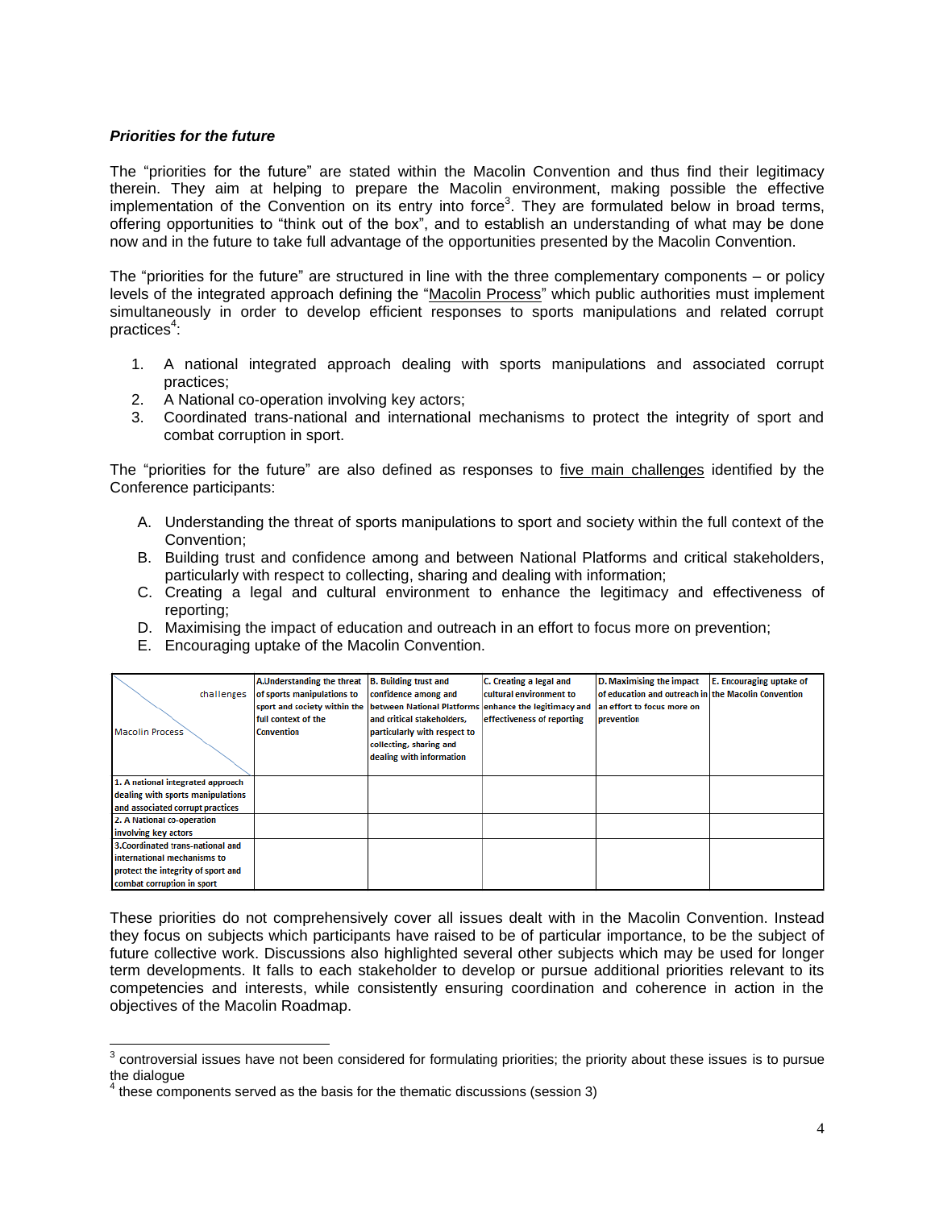***Priorities for the future***

The "priorities for the future" are stated within the Macolin Convention and thus find their legitimacy therein. They aim at helping to prepare the Macolin environment, making possible the effective implementation of the Convention on its entry into force[3]. They are formulated below in broad terms, offering opportunities to "think out of the box", and to establish an understanding of what may be done now and in the future to take full advantage of the opportunities presented by the Macolin Convention.

The "priorities for the future" are structured in line with the three complementary components – or policy levels of the integrated approach defining the "Macolin Process" which public authorities must implement simultaneously in order to develop efficient responses to sports manipulations and related corrupt practices[4]:

1. A national integrated approach dealing with sports manipulations and associated corrupt practices;
2. A National co-operation involving key actors;
3. Coordinated trans-national and international mechanisms to protect the integrity of sport and combat corruption in sport.

The "priorities for the future" are also defined as responses to five main challenges identified by the Conference participants:

A. Understanding the threat of sports manipulations to sport and society within the full context of the Convention;
B. Building trust and confidence among and between National Platforms and critical stakeholders, particularly with respect to collecting, sharing and dealing with information;
C. Creating a legal and cultural environment to enhance the legitimacy and effectiveness of reporting;
D. Maximising the impact of education and outreach in an effort to focus more on prevention;
E. Encouraging uptake of the Macolin Convention.

| challenges / Macolin Process | A.Understanding the threat of sports manipulations to sport and society within the full context of the Convention | B. Building trust and confidence among and between National Platforms and critical stakeholders, particularly with respect to collecting, sharing and dealing with information | C. Creating a legal and cultural environment to enhance the legitimacy and effectiveness of reporting | D. Maximising the impact of education and outreach in an effort to focus more on prevention | E. Encouraging uptake of the Macolin Convention |
|---|---|---|---|---|---|
| 1. A national integrated approach dealing with sports manipulations and associated corrupt practices | | | | | |
| 2. A National co-operation involving key actors | | | | | |
| 3.Coordinated trans-national and international mechanisms to protect the integrity of sport and combat corruption in sport | | | | | |

These priorities do not comprehensively cover all issues dealt with in the Macolin Convention. Instead they focus on subjects which participants have raised to be of particular importance, to be the subject of future collective work. Discussions also highlighted several other subjects which may be used for longer term developments. It falls to each stakeholder to develop or pursue additional priorities relevant to its competencies and interests, while consistently ensuring coordination and coherence in action in the objectives of the Macolin Roadmap.

[3] controversial issues have not been considered for formulating priorities; the priority about these issues is to pursue the dialogue

[4] these components served as the basis for the thematic discussions (session 3)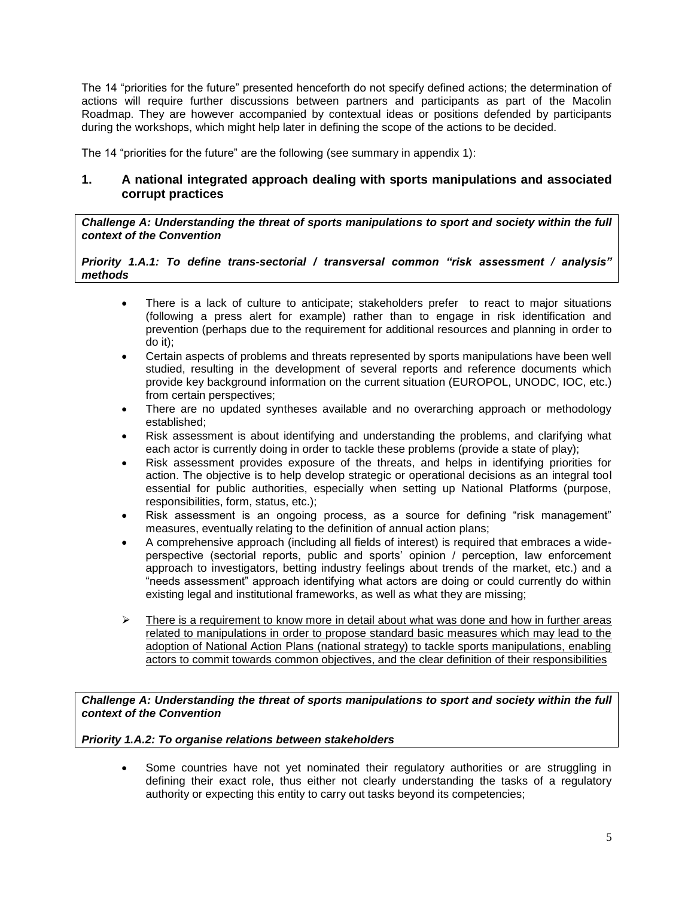The 14 "priorities for the future" presented henceforth do not specify defined actions; the determination of actions will require further discussions between partners and participants as part of the Macolin Roadmap. They are however accompanied by contextual ideas or positions defended by participants during the workshops, which might help later in defining the scope of the actions to be decided.

The 14 "priorities for the future" are the following (see summary in appendix 1):

## 1. A national integrated approach dealing with sports manipulations and associated corrupt practices

***Challenge A: Understanding the threat of sports manipulations to sport and society within the full context of the Convention***

***Priority 1.A.1: To define trans-sectorial / transversal common "risk assessment / analysis" methods***

- There is a lack of culture to anticipate; stakeholders prefer to react to major situations (following a press alert for example) rather than to engage in risk identification and prevention (perhaps due to the requirement for additional resources and planning in order to do it);
- Certain aspects of problems and threats represented by sports manipulations have been well studied, resulting in the development of several reports and reference documents which provide key background information on the current situation (EUROPOL, UNODC, IOC, etc.) from certain perspectives;
- There are no updated syntheses available and no overarching approach or methodology established;
- Risk assessment is about identifying and understanding the problems, and clarifying what each actor is currently doing in order to tackle these problems (provide a state of play);
- Risk assessment provides exposure of the threats, and helps in identifying priorities for action. The objective is to help develop strategic or operational decisions as an integral tool essential for public authorities, especially when setting up National Platforms (purpose, responsibilities, form, status, etc.);
- Risk assessment is an ongoing process, as a source for defining "risk management" measures, eventually relating to the definition of annual action plans;
- A comprehensive approach (including all fields of interest) is required that embraces a wide-perspective (sectorial reports, public and sports' opinion / perception, law enforcement approach to investigators, betting industry feelings about trends of the market, etc.) and a "needs assessment" approach identifying what actors are doing or could currently do within existing legal and institutional frameworks, as well as what they are missing;

➢ There is a requirement to know more in detail about what was done and how in further areas related to manipulations in order to propose standard basic measures which may lead to the adoption of National Action Plans (national strategy) to tackle sports manipulations, enabling actors to commit towards common objectives, and the clear definition of their responsibilities

***Challenge A: Understanding the threat of sports manipulations to sport and society within the full context of the Convention***

***Priority 1.A.2: To organise relations between stakeholders***

- Some countries have not yet nominated their regulatory authorities or are struggling in defining their exact role, thus either not clearly understanding the tasks of a regulatory authority or expecting this entity to carry out tasks beyond its competencies;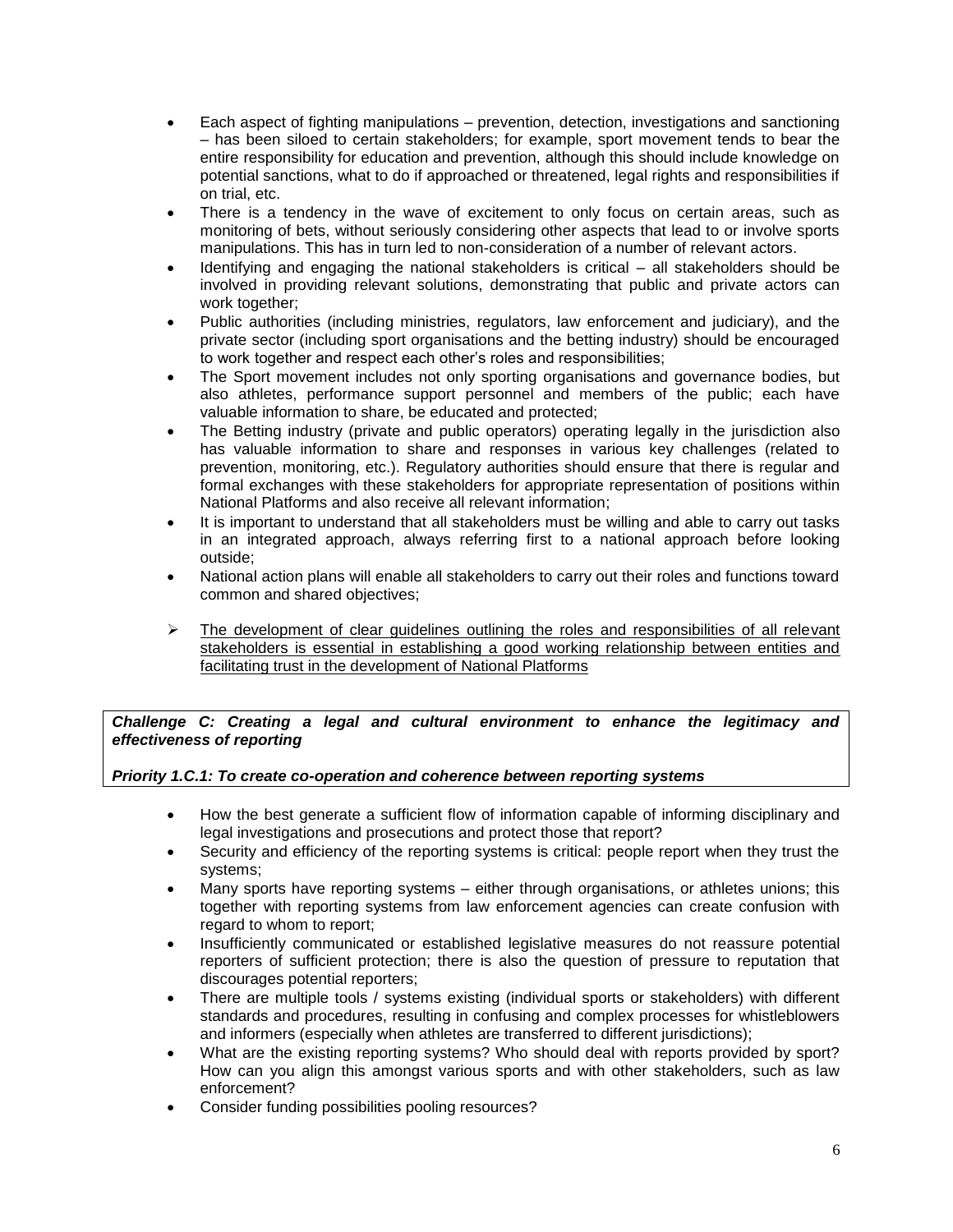- Each aspect of fighting manipulations – prevention, detection, investigations and sanctioning – has been siloed to certain stakeholders; for example, sport movement tends to bear the entire responsibility for education and prevention, although this should include knowledge on potential sanctions, what to do if approached or threatened, legal rights and responsibilities if on trial, etc.
- There is a tendency in the wave of excitement to only focus on certain areas, such as monitoring of bets, without seriously considering other aspects that lead to or involve sports manipulations. This has in turn led to non-consideration of a number of relevant actors.
- Identifying and engaging the national stakeholders is critical – all stakeholders should be involved in providing relevant solutions, demonstrating that public and private actors can work together;
- Public authorities (including ministries, regulators, law enforcement and judiciary), and the private sector (including sport organisations and the betting industry) should be encouraged to work together and respect each other's roles and responsibilities;
- The Sport movement includes not only sporting organisations and governance bodies, but also athletes, performance support personnel and members of the public; each have valuable information to share, be educated and protected;
- The Betting industry (private and public operators) operating legally in the jurisdiction also has valuable information to share and responses in various key challenges (related to prevention, monitoring, etc.). Regulatory authorities should ensure that there is regular and formal exchanges with these stakeholders for appropriate representation of positions within National Platforms and also receive all relevant information;
- It is important to understand that all stakeholders must be willing and able to carry out tasks in an integrated approach, always referring first to a national approach before looking outside;
- National action plans will enable all stakeholders to carry out their roles and functions toward common and shared objectives;

➢ <u>The development of clear guidelines outlining the roles and responsibilities of all relevant stakeholders is essential in establishing a good working relationship between entities and facilitating trust in the development of National Platforms</u>

***Challenge C: Creating a legal and cultural environment to enhance the legitimacy and effectiveness of reporting***

***Priority 1.C.1: To create co-operation and coherence between reporting systems***

- How the best generate a sufficient flow of information capable of informing disciplinary and legal investigations and prosecutions and protect those that report?
- Security and efficiency of the reporting systems is critical: people report when they trust the systems;
- Many sports have reporting systems – either through organisations, or athletes unions; this together with reporting systems from law enforcement agencies can create confusion with regard to whom to report;
- Insufficiently communicated or established legislative measures do not reassure potential reporters of sufficient protection; there is also the question of pressure to reputation that discourages potential reporters;
- There are multiple tools / systems existing (individual sports or stakeholders) with different standards and procedures, resulting in confusing and complex processes for whistleblowers and informers (especially when athletes are transferred to different jurisdictions);
- What are the existing reporting systems? Who should deal with reports provided by sport? How can you align this amongst various sports and with other stakeholders, such as law enforcement?
- Consider funding possibilities pooling resources?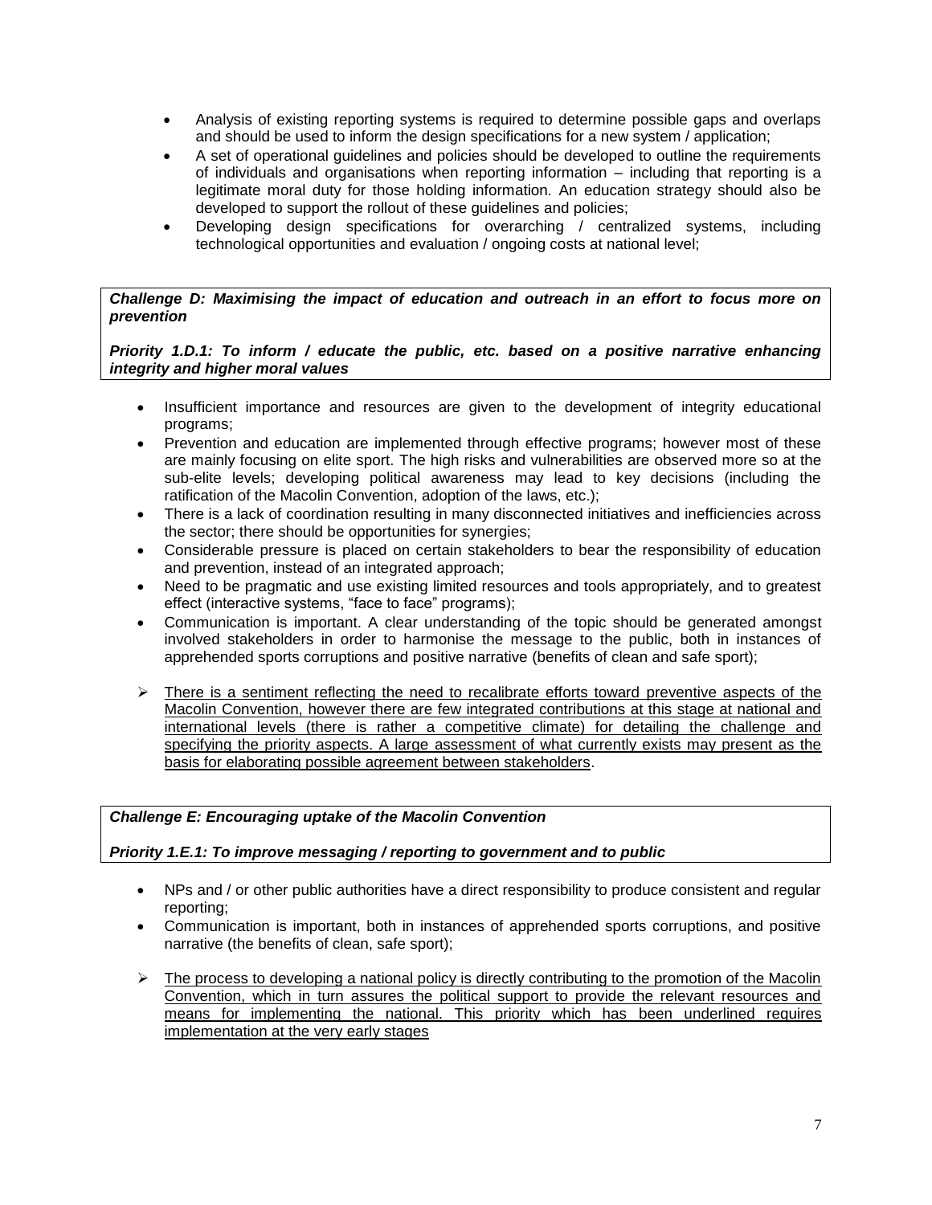- Analysis of existing reporting systems is required to determine possible gaps and overlaps and should be used to inform the design specifications for a new system / application;
- A set of operational guidelines and policies should be developed to outline the requirements of individuals and organisations when reporting information – including that reporting is a legitimate moral duty for those holding information. An education strategy should also be developed to support the rollout of these guidelines and policies;
- Developing design specifications for overarching / centralized systems, including technological opportunities and evaluation / ongoing costs at national level;

***Challenge D: Maximising the impact of education and outreach in an effort to focus more on prevention***

***Priority 1.D.1: To inform / educate the public, etc. based on a positive narrative enhancing integrity and higher moral values***

- Insufficient importance and resources are given to the development of integrity educational programs;
- Prevention and education are implemented through effective programs; however most of these are mainly focusing on elite sport. The high risks and vulnerabilities are observed more so at the sub-elite levels; developing political awareness may lead to key decisions (including the ratification of the Macolin Convention, adoption of the laws, etc.);
- There is a lack of coordination resulting in many disconnected initiatives and inefficiencies across the sector; there should be opportunities for synergies;
- Considerable pressure is placed on certain stakeholders to bear the responsibility of education and prevention, instead of an integrated approach;
- Need to be pragmatic and use existing limited resources and tools appropriately, and to greatest effect (interactive systems, "face to face" programs);
- Communication is important. A clear understanding of the topic should be generated amongst involved stakeholders in order to harmonise the message to the public, both in instances of apprehended sports corruptions and positive narrative (benefits of clean and safe sport);

➢ <u>There is a sentiment reflecting the need to recalibrate efforts toward preventive aspects of the Macolin Convention, however there are few integrated contributions at this stage at national and international levels (there is rather a competitive climate) for detailing the challenge and specifying the priority aspects. A large assessment of what currently exists may present as the basis for elaborating possible agreement between stakeholders</u>.

***Challenge E: Encouraging uptake of the Macolin Convention***

***Priority 1.E.1: To improve messaging / reporting to government and to public***

- NPs and / or other public authorities have a direct responsibility to produce consistent and regular reporting;
- Communication is important, both in instances of apprehended sports corruptions, and positive narrative (the benefits of clean, safe sport);

➢ <u>The process to developing a national policy is directly contributing to the promotion of the Macolin Convention, which in turn assures the political support to provide the relevant resources and means for implementing the national. This priority which has been underlined requires implementation at the very early stages</u>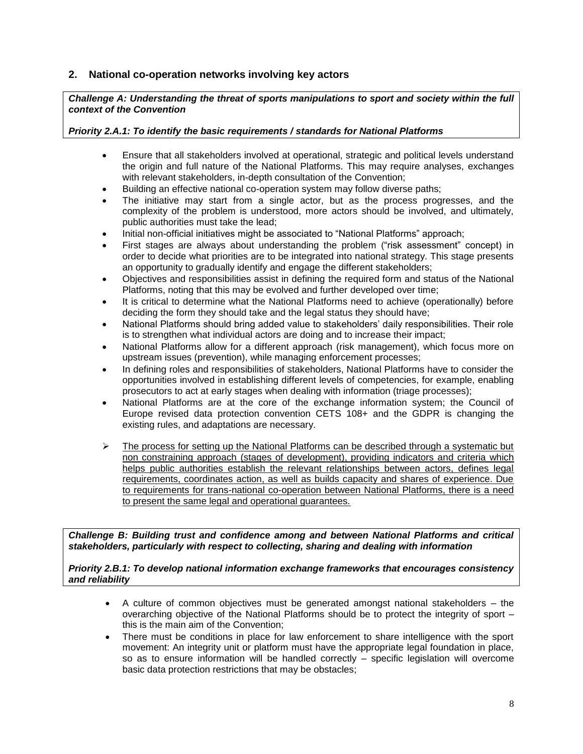## 2. National co-operation networks involving key actors

***Challenge A: Understanding the threat of sports manipulations to sport and society within the full context of the Convention***

***Priority 2.A.1: To identify the basic requirements / standards for National Platforms***

- Ensure that all stakeholders involved at operational, strategic and political levels understand the origin and full nature of the National Platforms. This may require analyses, exchanges with relevant stakeholders, in-depth consultation of the Convention;
- Building an effective national co-operation system may follow diverse paths;
- The initiative may start from a single actor, but as the process progresses, and the complexity of the problem is understood, more actors should be involved, and ultimately, public authorities must take the lead;
- Initial non-official initiatives might be associated to "National Platforms" approach;
- First stages are always about understanding the problem ("risk assessment" concept) in order to decide what priorities are to be integrated into national strategy. This stage presents an opportunity to gradually identify and engage the different stakeholders;
- Objectives and responsibilities assist in defining the required form and status of the National Platforms, noting that this may be evolved and further developed over time;
- It is critical to determine what the National Platforms need to achieve (operationally) before deciding the form they should take and the legal status they should have;
- National Platforms should bring added value to stakeholders' daily responsibilities. Their role is to strengthen what individual actors are doing and to increase their impact;
- National Platforms allow for a different approach (risk management), which focus more on upstream issues (prevention), while managing enforcement processes;
- In defining roles and responsibilities of stakeholders, National Platforms have to consider the opportunities involved in establishing different levels of competencies, for example, enabling prosecutors to act at early stages when dealing with information (triage processes);
- National Platforms are at the core of the exchange information system; the Council of Europe revised data protection convention CETS 108+ and the GDPR is changing the existing rules, and adaptations are necessary.

➢ <u>The process for setting up the National Platforms can be described through a systematic but non constraining approach (stages of development), providing indicators and criteria which helps public authorities establish the relevant relationships between actors, defines legal requirements, coordinates action, as well as builds capacity and shares of experience. Due to requirements for trans-national co-operation between National Platforms, there is a need to present the same legal and operational guarantees.</u>

***Challenge B: Building trust and confidence among and between National Platforms and critical stakeholders, particularly with respect to collecting, sharing and dealing with information***

***Priority 2.B.1: To develop national information exchange frameworks that encourages consistency and reliability***

- A culture of common objectives must be generated amongst national stakeholders – the overarching objective of the National Platforms should be to protect the integrity of sport – this is the main aim of the Convention;
- There must be conditions in place for law enforcement to share intelligence with the sport movement: An integrity unit or platform must have the appropriate legal foundation in place, so as to ensure information will be handled correctly – specific legislation will overcome basic data protection restrictions that may be obstacles;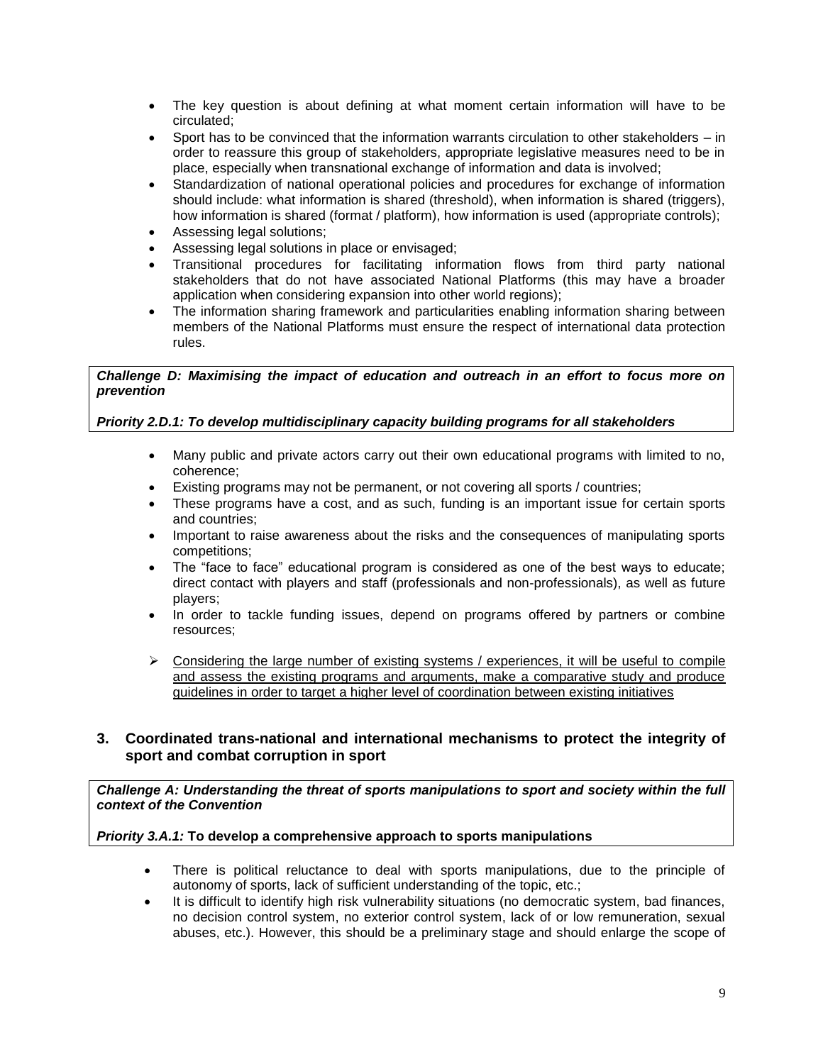- The key question is about defining at what moment certain information will have to be circulated;
- Sport has to be convinced that the information warrants circulation to other stakeholders – in order to reassure this group of stakeholders, appropriate legislative measures need to be in place, especially when transnational exchange of information and data is involved;
- Standardization of national operational policies and procedures for exchange of information should include: what information is shared (threshold), when information is shared (triggers), how information is shared (format / platform), how information is used (appropriate controls);
- Assessing legal solutions;
- Assessing legal solutions in place or envisaged;
- Transitional procedures for facilitating information flows from third party national stakeholders that do not have associated National Platforms (this may have a broader application when considering expansion into other world regions);
- The information sharing framework and particularities enabling information sharing between members of the National Platforms must ensure the respect of international data protection rules.

***Challenge D: Maximising the impact of education and outreach in an effort to focus more on prevention***

***Priority 2.D.1: To develop multidisciplinary capacity building programs for all stakeholders***

- Many public and private actors carry out their own educational programs with limited to no, coherence;
- Existing programs may not be permanent, or not covering all sports / countries;
- These programs have a cost, and as such, funding is an important issue for certain sports and countries;
- Important to raise awareness about the risks and the consequences of manipulating sports competitions;
- The "face to face" educational program is considered as one of the best ways to educate; direct contact with players and staff (professionals and non-professionals), as well as future players;
- In order to tackle funding issues, depend on programs offered by partners or combine resources;

➢ <u>Considering the large number of existing systems / experiences, it will be useful to compile and assess the existing programs and arguments, make a comparative study and produce guidelines in order to target a higher level of coordination between existing initiatives</u>

## 3. Coordinated trans-national and international mechanisms to protect the integrity of sport and combat corruption in sport

***Challenge A: Understanding the threat of sports manipulations to sport and society within the full context of the Convention***

***Priority 3.A.1:*** **To develop a comprehensive approach to sports manipulations**

- There is political reluctance to deal with sports manipulations, due to the principle of autonomy of sports, lack of sufficient understanding of the topic, etc.;
- It is difficult to identify high risk vulnerability situations (no democratic system, bad finances, no decision control system, no exterior control system, lack of or low remuneration, sexual abuses, etc.). However, this should be a preliminary stage and should enlarge the scope of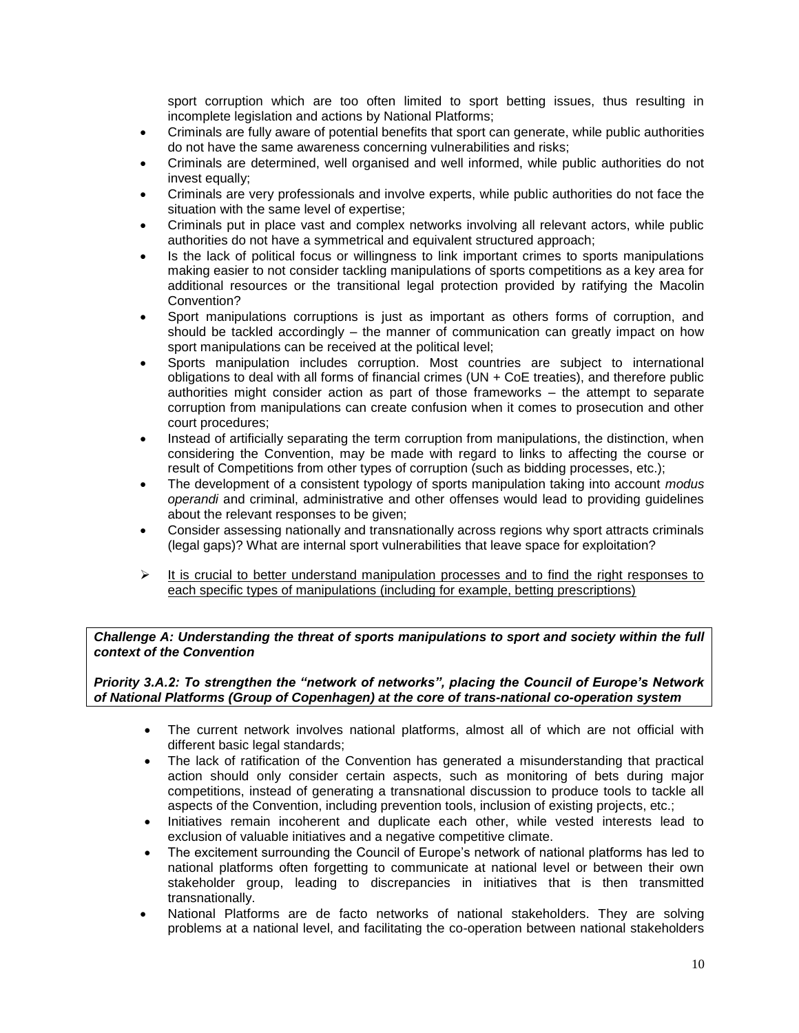sport corruption which are too often limited to sport betting issues, thus resulting in incomplete legislation and actions by National Platforms;

- Criminals are fully aware of potential benefits that sport can generate, while public authorities do not have the same awareness concerning vulnerabilities and risks;
- Criminals are determined, well organised and well informed, while public authorities do not invest equally;
- Criminals are very professionals and involve experts, while public authorities do not face the situation with the same level of expertise;
- Criminals put in place vast and complex networks involving all relevant actors, while public authorities do not have a symmetrical and equivalent structured approach;
- Is the lack of political focus or willingness to link important crimes to sports manipulations making easier to not consider tackling manipulations of sports competitions as a key area for additional resources or the transitional legal protection provided by ratifying the Macolin Convention?
- Sport manipulations corruptions is just as important as others forms of corruption, and should be tackled accordingly – the manner of communication can greatly impact on how sport manipulations can be received at the political level;
- Sports manipulation includes corruption. Most countries are subject to international obligations to deal with all forms of financial crimes (UN + CoE treaties), and therefore public authorities might consider action as part of those frameworks – the attempt to separate corruption from manipulations can create confusion when it comes to prosecution and other court procedures;
- Instead of artificially separating the term corruption from manipulations, the distinction, when considering the Convention, may be made with regard to links to affecting the course or result of Competitions from other types of corruption (such as bidding processes, etc.);
- The development of a consistent typology of sports manipulation taking into account *modus operandi* and criminal, administrative and other offenses would lead to providing guidelines about the relevant responses to be given;
- Consider assessing nationally and transnationally across regions why sport attracts criminals (legal gaps)? What are internal sport vulnerabilities that leave space for exploitation?

➢ It is crucial to better understand manipulation processes and to find the right responses to each specific types of manipulations (including for example, betting prescriptions)

***Challenge A: Understanding the threat of sports manipulations to sport and society within the full context of the Convention***

***Priority 3.A.2: To strengthen the "network of networks", placing the Council of Europe's Network of National Platforms (Group of Copenhagen) at the core of trans-national co-operation system***

- The current network involves national platforms, almost all of which are not official with different basic legal standards;
- The lack of ratification of the Convention has generated a misunderstanding that practical action should only consider certain aspects, such as monitoring of bets during major competitions, instead of generating a transnational discussion to produce tools to tackle all aspects of the Convention, including prevention tools, inclusion of existing projects, etc.;
- Initiatives remain incoherent and duplicate each other, while vested interests lead to exclusion of valuable initiatives and a negative competitive climate.
- The excitement surrounding the Council of Europe's network of national platforms has led to national platforms often forgetting to communicate at national level or between their own stakeholder group, leading to discrepancies in initiatives that is then transmitted transnationally.
- National Platforms are de facto networks of national stakeholders. They are solving problems at a national level, and facilitating the co-operation between national stakeholders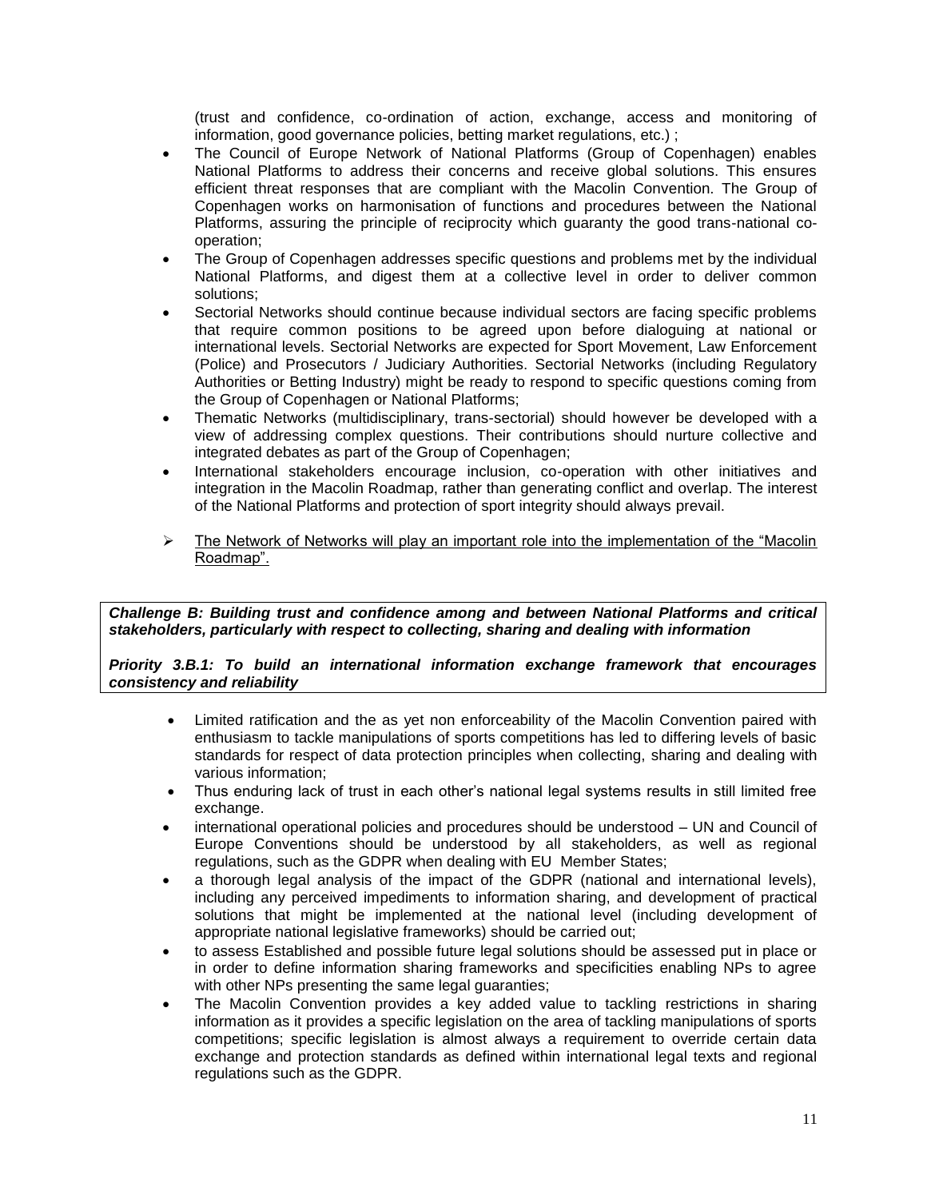(trust and confidence, co-ordination of action, exchange, access and monitoring of information, good governance policies, betting market regulations, etc.) ;

- The Council of Europe Network of National Platforms (Group of Copenhagen) enables National Platforms to address their concerns and receive global solutions. This ensures efficient threat responses that are compliant with the Macolin Convention. The Group of Copenhagen works on harmonisation of functions and procedures between the National Platforms, assuring the principle of reciprocity which guaranty the good trans-national co-operation;
- The Group of Copenhagen addresses specific questions and problems met by the individual National Platforms, and digest them at a collective level in order to deliver common solutions;
- Sectorial Networks should continue because individual sectors are facing specific problems that require common positions to be agreed upon before dialoguing at national or international levels. Sectorial Networks are expected for Sport Movement, Law Enforcement (Police) and Prosecutors / Judiciary Authorities. Sectorial Networks (including Regulatory Authorities or Betting Industry) might be ready to respond to specific questions coming from the Group of Copenhagen or National Platforms;
- Thematic Networks (multidisciplinary, trans-sectorial) should however be developed with a view of addressing complex questions. Their contributions should nurture collective and integrated debates as part of the Group of Copenhagen;
- International stakeholders encourage inclusion, co-operation with other initiatives and integration in the Macolin Roadmap, rather than generating conflict and overlap. The interest of the National Platforms and protection of sport integrity should always prevail.

➢ The Network of Networks will play an important role into the implementation of the "Macolin Roadmap".

***Challenge B: Building trust and confidence among and between National Platforms and critical stakeholders, particularly with respect to collecting, sharing and dealing with information***

***Priority 3.B.1: To build an international information exchange framework that encourages consistency and reliability***

- Limited ratification and the as yet non enforceability of the Macolin Convention paired with enthusiasm to tackle manipulations of sports competitions has led to differing levels of basic standards for respect of data protection principles when collecting, sharing and dealing with various information;
- Thus enduring lack of trust in each other's national legal systems results in still limited free exchange.
- international operational policies and procedures should be understood – UN and Council of Europe Conventions should be understood by all stakeholders, as well as regional regulations, such as the GDPR when dealing with EU Member States;
- a thorough legal analysis of the impact of the GDPR (national and international levels), including any perceived impediments to information sharing, and development of practical solutions that might be implemented at the national level (including development of appropriate national legislative frameworks) should be carried out;
- to assess Established and possible future legal solutions should be assessed put in place or in order to define information sharing frameworks and specificities enabling NPs to agree with other NPs presenting the same legal guaranties;
- The Macolin Convention provides a key added value to tackling restrictions in sharing information as it provides a specific legislation on the area of tackling manipulations of sports competitions; specific legislation is almost always a requirement to override certain data exchange and protection standards as defined within international legal texts and regional regulations such as the GDPR.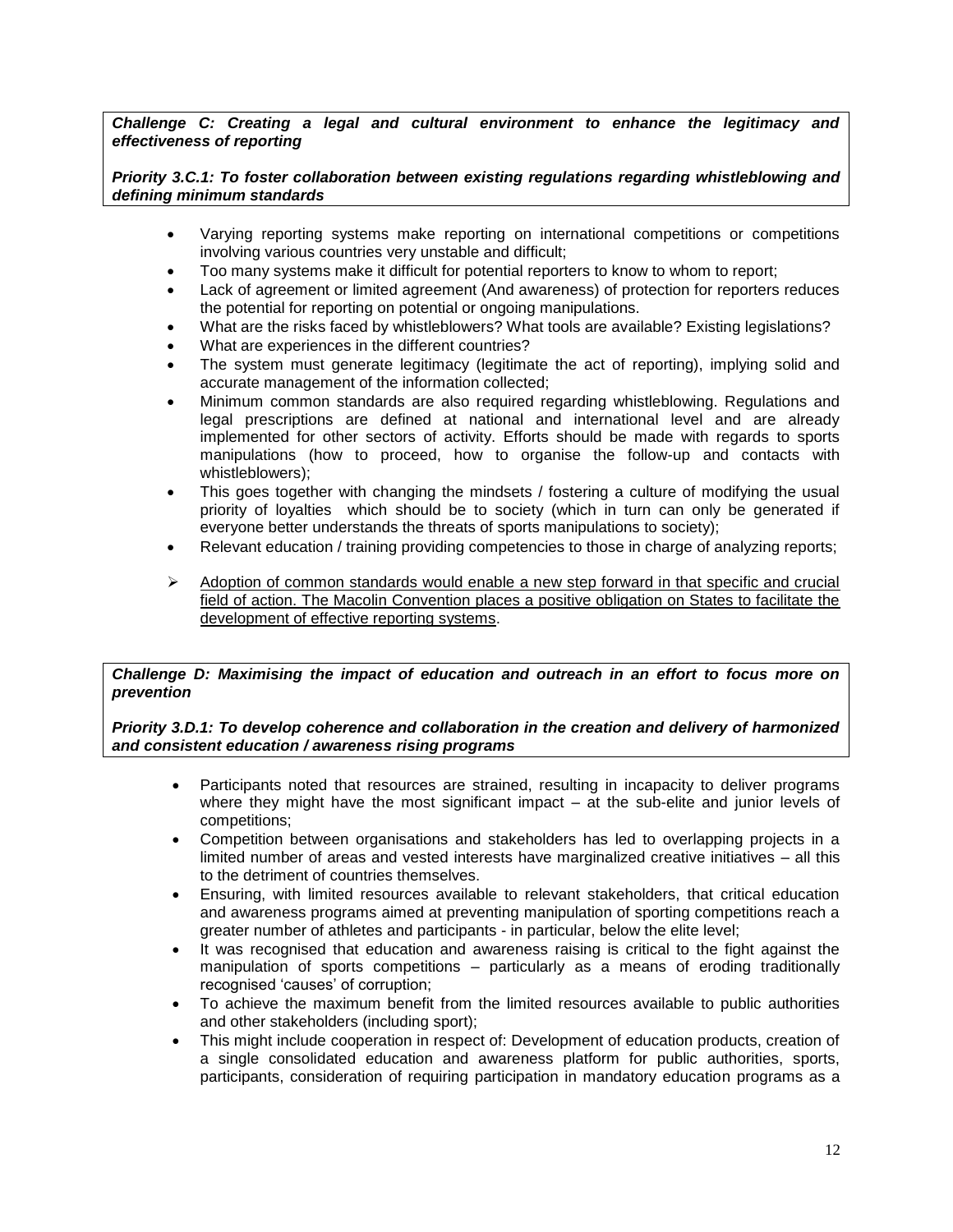***Challenge C: Creating a legal and cultural environment to enhance the legitimacy and effectiveness of reporting***

***Priority 3.C.1: To foster collaboration between existing regulations regarding whistleblowing and defining minimum standards***

- Varying reporting systems make reporting on international competitions or competitions involving various countries very unstable and difficult;
- Too many systems make it difficult for potential reporters to know to whom to report;
- Lack of agreement or limited agreement (And awareness) of protection for reporters reduces the potential for reporting on potential or ongoing manipulations.
- What are the risks faced by whistleblowers? What tools are available? Existing legislations?
- What are experiences in the different countries?
- The system must generate legitimacy (legitimate the act of reporting), implying solid and accurate management of the information collected;
- Minimum common standards are also required regarding whistleblowing. Regulations and legal prescriptions are defined at national and international level and are already implemented for other sectors of activity. Efforts should be made with regards to sports manipulations (how to proceed, how to organise the follow-up and contacts with whistleblowers);
- This goes together with changing the mindsets / fostering a culture of modifying the usual priority of loyalties which should be to society (which in turn can only be generated if everyone better understands the threats of sports manipulations to society);
- Relevant education / training providing competencies to those in charge of analyzing reports;

➢ <u>Adoption of common standards would enable a new step forward in that specific and crucial field of action. The Macolin Convention places a positive obligation on States to facilitate the development of effective reporting systems</u>.

***Challenge D: Maximising the impact of education and outreach in an effort to focus more on prevention***

***Priority 3.D.1: To develop coherence and collaboration in the creation and delivery of harmonized and consistent education / awareness rising programs***

- Participants noted that resources are strained, resulting in incapacity to deliver programs where they might have the most significant impact – at the sub-elite and junior levels of competitions;
- Competition between organisations and stakeholders has led to overlapping projects in a limited number of areas and vested interests have marginalized creative initiatives – all this to the detriment of countries themselves.
- Ensuring, with limited resources available to relevant stakeholders, that critical education and awareness programs aimed at preventing manipulation of sporting competitions reach a greater number of athletes and participants - in particular, below the elite level;
- It was recognised that education and awareness raising is critical to the fight against the manipulation of sports competitions – particularly as a means of eroding traditionally recognised 'causes' of corruption;
- To achieve the maximum benefit from the limited resources available to public authorities and other stakeholders (including sport);
- This might include cooperation in respect of: Development of education products, creation of a single consolidated education and awareness platform for public authorities, sports, participants, consideration of requiring participation in mandatory education programs as a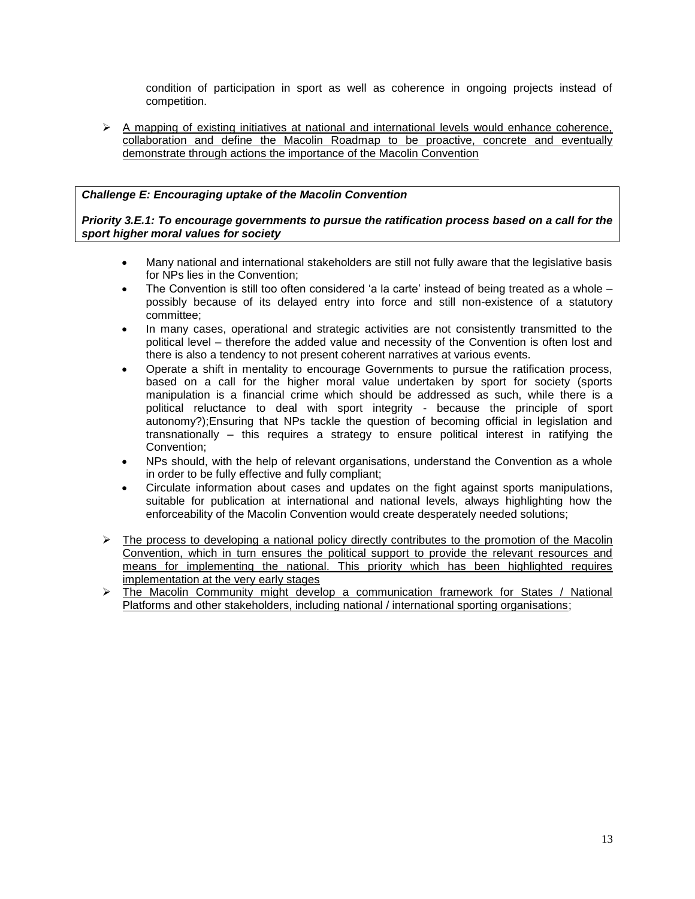condition of participation in sport as well as coherence in ongoing projects instead of competition.

- A mapping of existing initiatives at national and international levels would enhance coherence, collaboration and define the Macolin Roadmap to be proactive, concrete and eventually demonstrate through actions the importance of the Macolin Convention

***Challenge E: Encouraging uptake of the Macolin Convention***

***Priority 3.E.1: To encourage governments to pursue the ratification process based on a call for the sport higher moral values for society***

- Many national and international stakeholders are still not fully aware that the legislative basis for NPs lies in the Convention;
- The Convention is still too often considered 'a la carte' instead of being treated as a whole – possibly because of its delayed entry into force and still non-existence of a statutory committee;
- In many cases, operational and strategic activities are not consistently transmitted to the political level – therefore the added value and necessity of the Convention is often lost and there is also a tendency to not present coherent narratives at various events.
- Operate a shift in mentality to encourage Governments to pursue the ratification process, based on a call for the higher moral value undertaken by sport for society (sports manipulation is a financial crime which should be addressed as such, while there is a political reluctance to deal with sport integrity - because the principle of sport autonomy?);Ensuring that NPs tackle the question of becoming official in legislation and transnationally – this requires a strategy to ensure political interest in ratifying the Convention;
- NPs should, with the help of relevant organisations, understand the Convention as a whole in order to be fully effective and fully compliant;
- Circulate information about cases and updates on the fight against sports manipulations, suitable for publication at international and national levels, always highlighting how the enforceability of the Macolin Convention would create desperately needed solutions;

- The process to developing a national policy directly contributes to the promotion of the Macolin Convention, which in turn ensures the political support to provide the relevant resources and means for implementing the national. This priority which has been highlighted requires implementation at the very early stages
- The Macolin Community might develop a communication framework for States / National Platforms and other stakeholders, including national / international sporting organisations;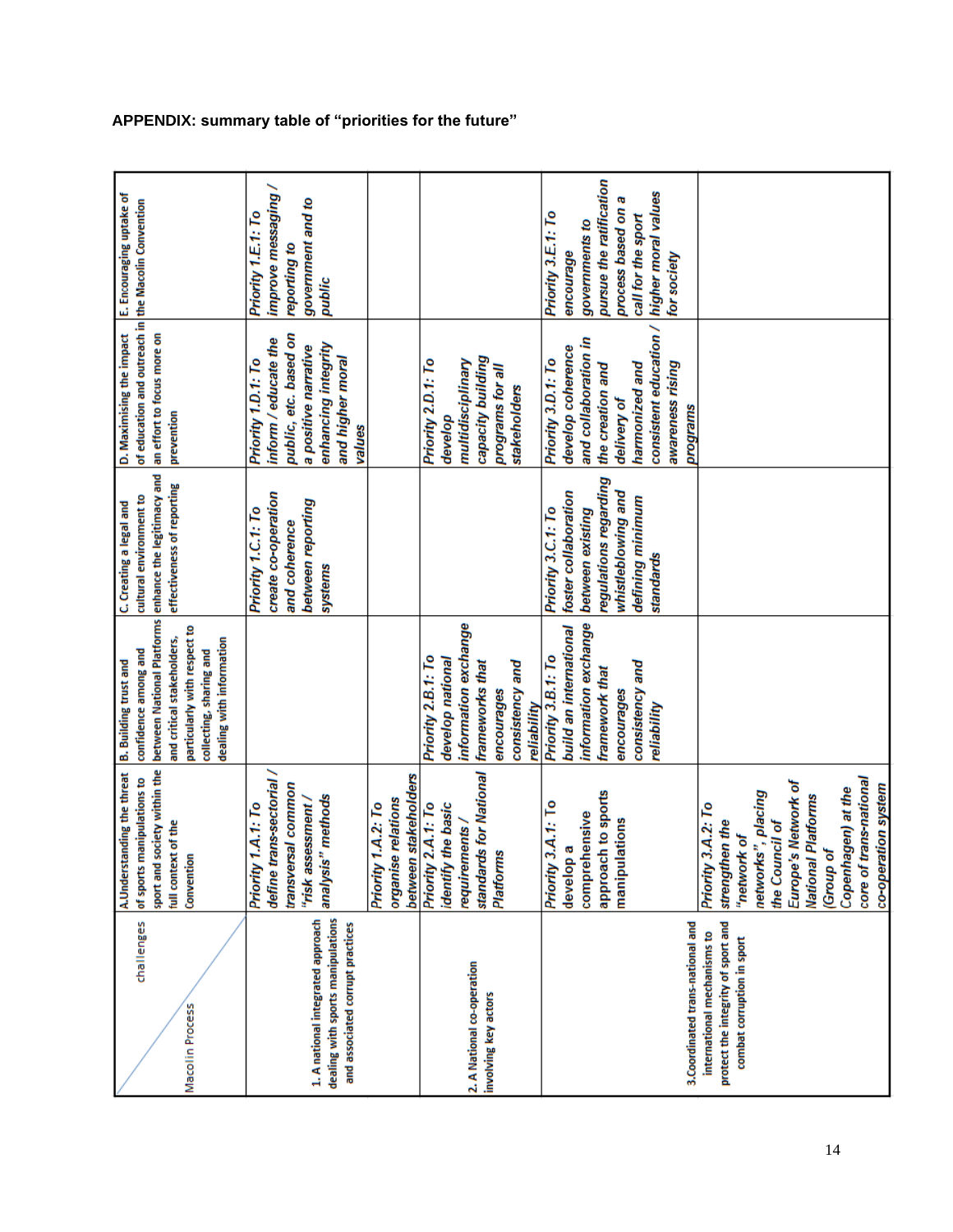**APPENDIX: summary table of "priorities for the future"**

| Macolin Process / challenges | A. Understanding the threat of sports manipulations to sport and society within the full context of the Convention | B. Building trust and confidence among and between National Platforms and critical stakeholders, particularly with respect to collecting, sharing and dealing with information | C. Creating a legal and cultural environment to enhance the legitimacy and effectiveness of reporting | D. Maximising the impact of education and outreach in an effort to focus more on prevention | E. Encouraging uptake of the Macolin Convention |
|---|---|---|---|---|---|
| 1. A national integrated approach dealing with sports manipulations and associated corrupt practices | *Priority 1.A.1: To define trans-sectorial / transversal common "risk assessment / analysis" methods* | | *Priority 1.C.1: To create co-operation and coherence between reporting systems* | *Priority 1.D.1: To inform / educate the public, etc. based on a positive narrative enhancing integrity and higher moral values* | *Priority 1.E.1: To improve messaging / reporting to government and to public* |
| | *Priority 1.A.2: To organise relations between stakeholders* | | | | |
| 2. A National co-operation involving key actors | *Priority 2.A.1: To identify the basic requirements / standards for National Platforms* | *Priority 2.B.1: To develop national information exchange frameworks that encourages consistency and reliability* | | *Priority 2.D.1: To develop multidisciplinary capacity building programs for all stakeholders* | |
| 3. Coordinated trans-national and international mechanisms to protect the integrity of sport and combat corruption in sport | *Priority 3.A.1: To develop a comprehensive approach to sports manipulations* | *Priority 3.B.1: To build an international information exchange framework that encourages consistency and reliability* | *Priority 3.C.1: To foster collaboration between existing regulations regarding whistleblowing and defining minimum standards* | *Priority 3.D.1: To develop coherence and collaboration in the creation and delivery of harmonized and consistent education / awareness rising programs* | *Priority 3.E.1: To encourage governments to pursue the ratification process based on a call for the sport higher moral values for society* |
| | *Priority 3.A.2: To strengthen the "network of networks", placing the Council of Europe's Network of National Platforms (Group of Copenhagen) at the core of trans-national co-operation system* | | | | |